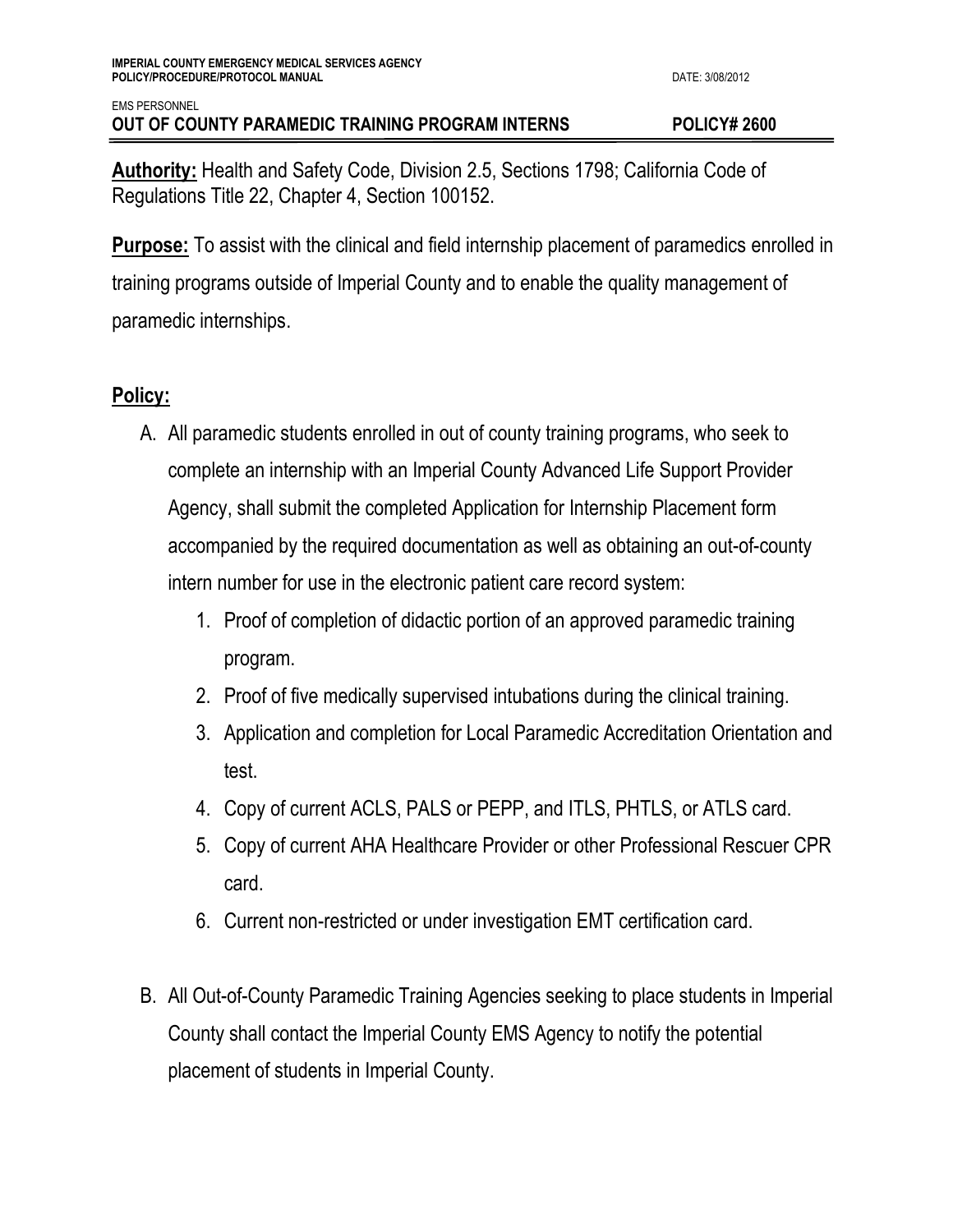IMPERIAL COUNTY EMERGENCY MEDICAL SERVICES AGENCY
POLICY/PROCEDURE/PROTOCOL MANUAL

DATE: 3/08/2012

EMS PERSONNEL

**OUT OF COUNTY PARAMEDIC TRAINING PROGRAM INTERNS — POLICY# 2600**

**Authority:** Health and Safety Code, Division 2.5, Sections 1798; California Code of Regulations Title 22, Chapter 4, Section 100152.

**Purpose:** To assist with the clinical and field internship placement of paramedics enrolled in training programs outside of Imperial County and to enable the quality management of paramedic internships.

## Policy:

A. All paramedic students enrolled in out of county training programs, who seek to complete an internship with an Imperial County Advanced Life Support Provider Agency, shall submit the completed Application for Internship Placement form accompanied by the required documentation as well as obtaining an out-of-county intern number for use in the electronic patient care record system:

   1. Proof of completion of didactic portion of an approved paramedic training program.
   2. Proof of five medically supervised intubations during the clinical training.
   3. Application and completion for Local Paramedic Accreditation Orientation and test.
   4. Copy of current ACLS, PALS or PEPP, and ITLS, PHTLS, or ATLS card.
   5. Copy of current AHA Healthcare Provider or other Professional Rescuer CPR card.
   6. Current non-restricted or under investigation EMT certification card.

B. All Out-of-County Paramedic Training Agencies seeking to place students in Imperial County shall contact the Imperial County EMS Agency to notify the potential placement of students in Imperial County.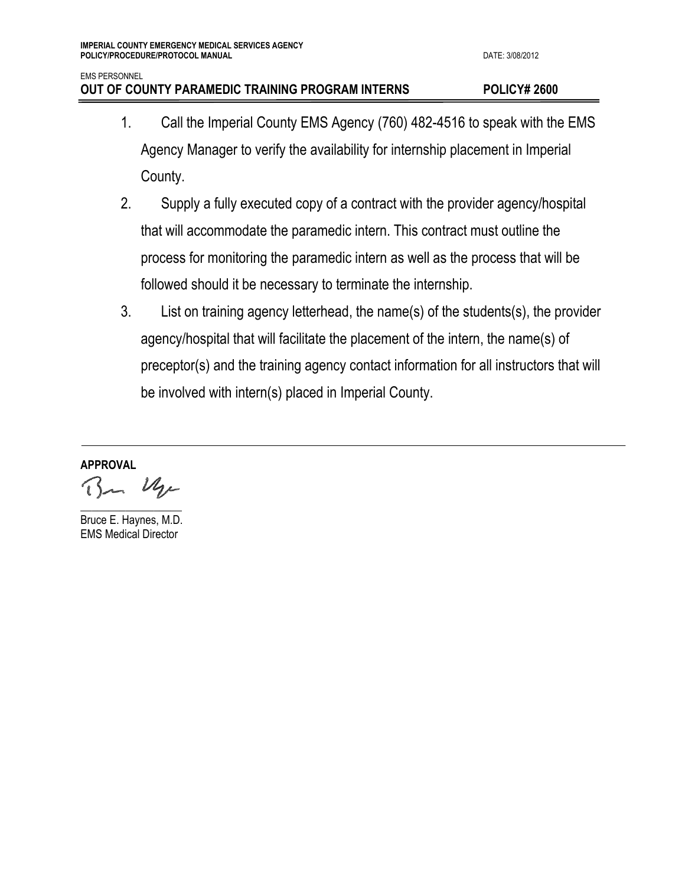1. Call the Imperial County EMS Agency (760) 482-4516 to speak with the EMS Agency Manager to verify the availability for internship placement in Imperial County.
2. Supply a fully executed copy of a contract with the provider agency/hospital that will accommodate the paramedic intern. This contract must outline the process for monitoring the paramedic intern as well as the process that will be followed should it be necessary to terminate the internship.
3. List on training agency letterhead, the name(s) of the students(s), the provider agency/hospital that will facilitate the placement of the intern, the name(s) of preceptor(s) and the training agency contact information for all instructors that will be involved with intern(s) placed in Imperial County.

---

**APPROVAL**

\_\_\_\_\_\_\_\_\_\_\_\_\_\_\_\_\_\_\_\_

Bruce E. Haynes, M.D.
EMS Medical Director